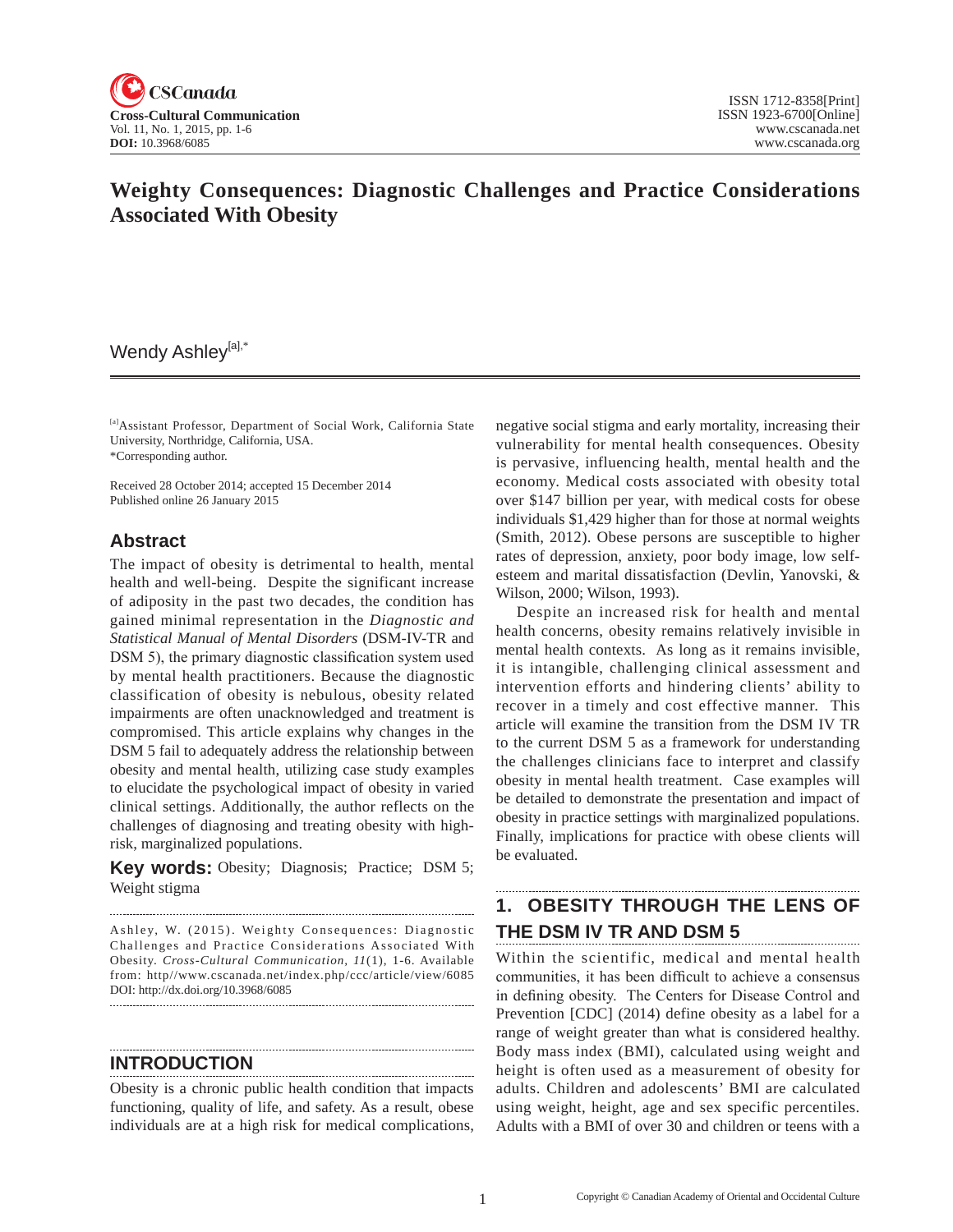# Weighty Consequences: Diagnostic Challenges and Practice Considerations Associated With Obesity

Wendy Ashley[a],*

[a]Assistant Professor, Department of Social Work, California State University, Northridge, California, USA.
*Corresponding author.

Received 28 October 2014; accepted 15 December 2014
Published online 26 January 2015

## Abstract

The impact of obesity is detrimental to health, mental health and well-being. Despite the significant increase of adiposity in the past two decades, the condition has gained minimal representation in the *Diagnostic and Statistical Manual of Mental Disorders* (DSM-IV-TR and DSM 5), the primary diagnostic classification system used by mental health practitioners. Because the diagnostic classification of obesity is nebulous, obesity related impairments are often unacknowledged and treatment is compromised. This article explains why changes in the DSM 5 fail to adequately address the relationship between obesity and mental health, utilizing case study examples to elucidate the psychological impact of obesity in varied clinical settings. Additionally, the author reflects on the challenges of diagnosing and treating obesity with high-risk, marginalized populations.

**Key words:** Obesity; Diagnosis; Practice; DSM 5; Weight stigma

Ashley, W. (2015). Weighty Consequences: Diagnostic Challenges and Practice Considerations Associated With Obesity. *Cross-Cultural Communication*, *11*(1), 1-6. Available from: http//www.cscanada.net/index.php/ccc/article/view/6085
DOI: http://dx.doi.org/10.3968/6085

## INTRODUCTION

Obesity is a chronic public health condition that impacts functioning, quality of life, and safety. As a result, obese individuals are at a high risk for medical complications, negative social stigma and early mortality, increasing their vulnerability for mental health consequences. Obesity is pervasive, influencing health, mental health and the economy. Medical costs associated with obesity total over $147 billion per year, with medical costs for obese individuals $1,429 higher than for those at normal weights (Smith, 2012). Obese persons are susceptible to higher rates of depression, anxiety, poor body image, low self-esteem and marital dissatisfaction (Devlin, Yanovski, & Wilson, 2000; Wilson, 1993).

Despite an increased risk for health and mental health concerns, obesity remains relatively invisible in mental health contexts. As long as it remains invisible, it is intangible, challenging clinical assessment and intervention efforts and hindering clients' ability to recover in a timely and cost effective manner. This article will examine the transition from the DSM IV TR to the current DSM 5 as a framework for understanding the challenges clinicians face to interpret and classify obesity in mental health treatment. Case examples will be detailed to demonstrate the presentation and impact of obesity in practice settings with marginalized populations. Finally, implications for practice with obese clients will be evaluated.

## 1. OBESITY THROUGH THE LENS OF THE DSM IV TR AND DSM 5

Within the scientific, medical and mental health communities, it has been difficult to achieve a consensus in defining obesity. The Centers for Disease Control and Prevention [CDC] (2014) define obesity as a label for a range of weight greater than what is considered healthy. Body mass index (BMI), calculated using weight and height is often used as a measurement of obesity for adults. Children and adolescents' BMI are calculated using weight, height, age and sex specific percentiles. Adults with a BMI of over 30 and children or teens with a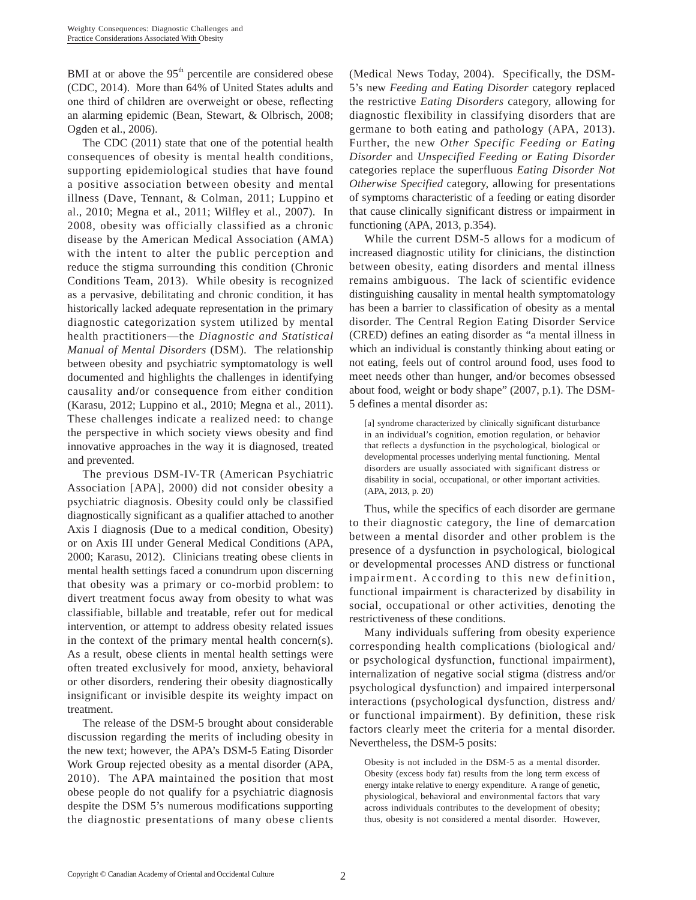BMI at or above the 95$^{th}$ percentile are considered obese (CDC, 2014). More than 64% of United States adults and one third of children are overweight or obese, reflecting an alarming epidemic (Bean, Stewart, & Olbrisch, 2008; Ogden et al., 2006).

The CDC (2011) state that one of the potential health consequences of obesity is mental health conditions, supporting epidemiological studies that have found a positive association between obesity and mental illness (Dave, Tennant, & Colman, 2011; Luppino et al., 2010; Megna et al., 2011; Wilfley et al., 2007). In 2008, obesity was officially classified as a chronic disease by the American Medical Association (AMA) with the intent to alter the public perception and reduce the stigma surrounding this condition (Chronic Conditions Team, 2013). While obesity is recognized as a pervasive, debilitating and chronic condition, it has historically lacked adequate representation in the primary diagnostic categorization system utilized by mental health practitioners—the *Diagnostic and Statistical Manual of Mental Disorders* (DSM). The relationship between obesity and psychiatric symptomatology is well documented and highlights the challenges in identifying causality and/or consequence from either condition (Karasu, 2012; Luppino et al., 2010; Megna et al., 2011). These challenges indicate a realized need: to change the perspective in which society views obesity and find innovative approaches in the way it is diagnosed, treated and prevented.

The previous DSM-IV-TR (American Psychiatric Association [APA], 2000) did not consider obesity a psychiatric diagnosis. Obesity could only be classified diagnostically significant as a qualifier attached to another Axis I diagnosis (Due to a medical condition, Obesity) or on Axis III under General Medical Conditions (APA, 2000; Karasu, 2012). Clinicians treating obese clients in mental health settings faced a conundrum upon discerning that obesity was a primary or co-morbid problem: to divert treatment focus away from obesity to what was classifiable, billable and treatable, refer out for medical intervention, or attempt to address obesity related issues in the context of the primary mental health concern(s). As a result, obese clients in mental health settings were often treated exclusively for mood, anxiety, behavioral or other disorders, rendering their obesity diagnostically insignificant or invisible despite its weighty impact on treatment.

The release of the DSM-5 brought about considerable discussion regarding the merits of including obesity in the new text; however, the APA's DSM-5 Eating Disorder Work Group rejected obesity as a mental disorder (APA, 2010). The APA maintained the position that most obese people do not qualify for a psychiatric diagnosis despite the DSM 5's numerous modifications supporting the diagnostic presentations of many obese clients (Medical News Today, 2004). Specifically, the DSM-5's new *Feeding and Eating Disorder* category replaced the restrictive *Eating Disorders* category, allowing for diagnostic flexibility in classifying disorders that are germane to both eating and pathology (APA, 2013). Further, the new *Other Specific Feeding or Eating Disorder* and *Unspecified Feeding or Eating Disorder* categories replace the superfluous *Eating Disorder Not Otherwise Specified* category, allowing for presentations of symptoms characteristic of a feeding or eating disorder that cause clinically significant distress or impairment in functioning (APA, 2013, p.354).

While the current DSM-5 allows for a modicum of increased diagnostic utility for clinicians, the distinction between obesity, eating disorders and mental illness remains ambiguous. The lack of scientific evidence distinguishing causality in mental health symptomatology has been a barrier to classification of obesity as a mental disorder. The Central Region Eating Disorder Service (CRED) defines an eating disorder as "a mental illness in which an individual is constantly thinking about eating or not eating, feels out of control around food, uses food to meet needs other than hunger, and/or becomes obsessed about food, weight or body shape" (2007, p.1). The DSM-5 defines a mental disorder as:

> [a] syndrome characterized by clinically significant disturbance in an individual's cognition, emotion regulation, or behavior that reflects a dysfunction in the psychological, biological or developmental processes underlying mental functioning. Mental disorders are usually associated with significant distress or disability in social, occupational, or other important activities. (APA, 2013, p. 20)

Thus, while the specifics of each disorder are germane to their diagnostic category, the line of demarcation between a mental disorder and other problem is the presence of a dysfunction in psychological, biological or developmental processes AND distress or functional impairment. According to this new definition, functional impairment is characterized by disability in social, occupational or other activities, denoting the restrictiveness of these conditions.

Many individuals suffering from obesity experience corresponding health complications (biological and/or psychological dysfunction, functional impairment), internalization of negative social stigma (distress and/or psychological dysfunction) and impaired interpersonal interactions (psychological dysfunction, distress and/or functional impairment). By definition, these risk factors clearly meet the criteria for a mental disorder. Nevertheless, the DSM-5 posits:

> Obesity is not included in the DSM-5 as a mental disorder. Obesity (excess body fat) results from the long term excess of energy intake relative to energy expenditure. A range of genetic, physiological, behavioral and environmental factors that vary across individuals contributes to the development of obesity; thus, obesity is not considered a mental disorder. However,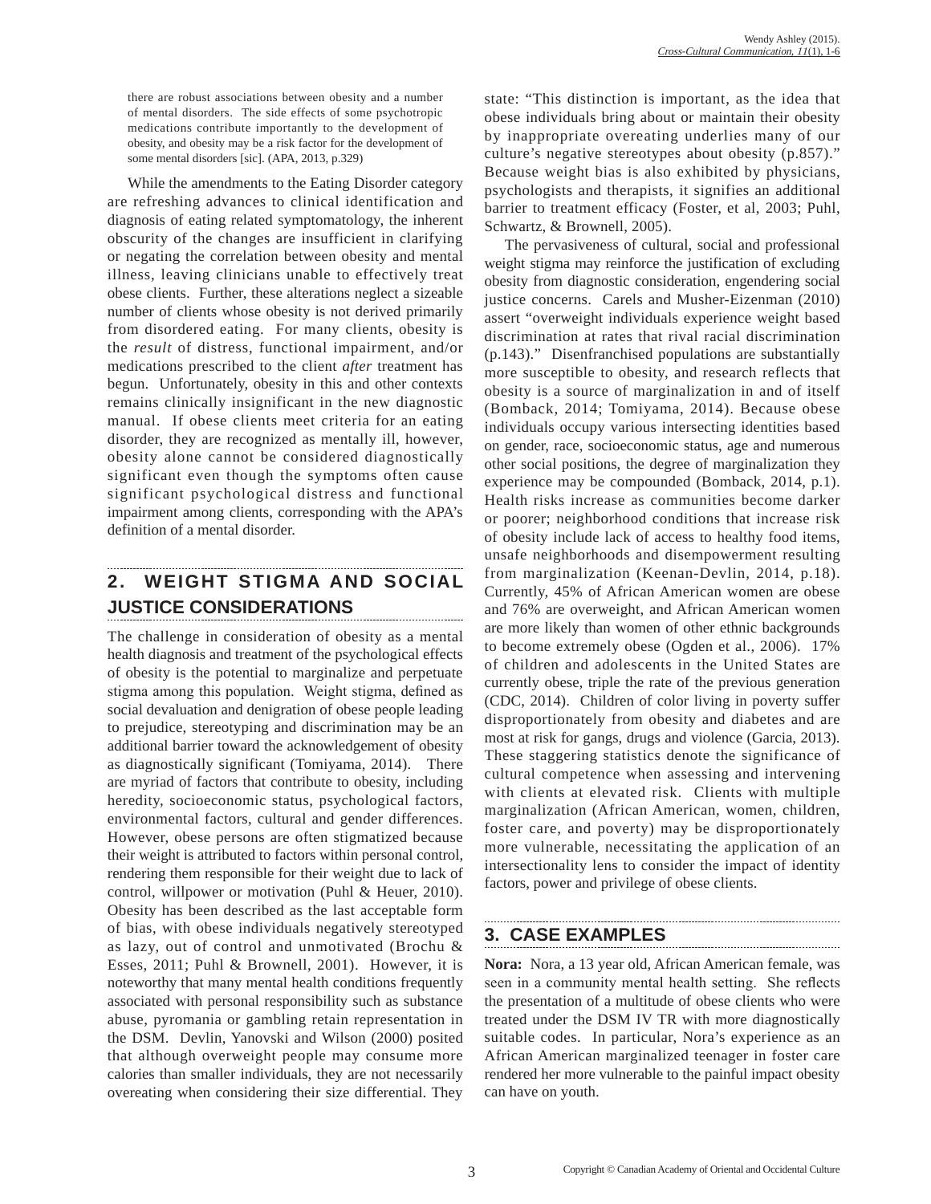> there are robust associations between obesity and a number of mental disorders. The side effects of some psychotropic medications contribute importantly to the development of obesity, and obesity may be a risk factor for the development of some mental disorders [sic]. (APA, 2013, p.329)

While the amendments to the Eating Disorder category are refreshing advances to clinical identification and diagnosis of eating related symptomatology, the inherent obscurity of the changes are insufficient in clarifying or negating the correlation between obesity and mental illness, leaving clinicians unable to effectively treat obese clients. Further, these alterations neglect a sizeable number of clients whose obesity is not derived primarily from disordered eating. For many clients, obesity is the *result* of distress, functional impairment, and/or medications prescribed to the client *after* treatment has begun. Unfortunately, obesity in this and other contexts remains clinically insignificant in the new diagnostic manual. If obese clients meet criteria for an eating disorder, they are recognized as mentally ill, however, obesity alone cannot be considered diagnostically significant even though the symptoms often cause significant psychological distress and functional impairment among clients, corresponding with the APA's definition of a mental disorder.

## 2. WEIGHT STIGMA AND SOCIAL JUSTICE CONSIDERATIONS

The challenge in consideration of obesity as a mental health diagnosis and treatment of the psychological effects of obesity is the potential to marginalize and perpetuate stigma among this population. Weight stigma, defined as social devaluation and denigration of obese people leading to prejudice, stereotyping and discrimination may be an additional barrier toward the acknowledgement of obesity as diagnostically significant (Tomiyama, 2014). There are myriad of factors that contribute to obesity, including heredity, socioeconomic status, psychological factors, environmental factors, cultural and gender differences. However, obese persons are often stigmatized because their weight is attributed to factors within personal control, rendering them responsible for their weight due to lack of control, willpower or motivation (Puhl & Heuer, 2010). Obesity has been described as the last acceptable form of bias, with obese individuals negatively stereotyped as lazy, out of control and unmotivated (Brochu & Esses, 2011; Puhl & Brownell, 2001). However, it is noteworthy that many mental health conditions frequently associated with personal responsibility such as substance abuse, pyromania or gambling retain representation in the DSM. Devlin, Yanovski and Wilson (2000) posited that although overweight people may consume more calories than smaller individuals, they are not necessarily overeating when considering their size differential. They state: "This distinction is important, as the idea that obese individuals bring about or maintain their obesity by inappropriate overeating underlies many of our culture's negative stereotypes about obesity (p.857)." Because weight bias is also exhibited by physicians, psychologists and therapists, it signifies an additional barrier to treatment efficacy (Foster, et al, 2003; Puhl, Schwartz, & Brownell, 2005).

The pervasiveness of cultural, social and professional weight stigma may reinforce the justification of excluding obesity from diagnostic consideration, engendering social justice concerns. Carels and Musher-Eizenman (2010) assert "overweight individuals experience weight based discrimination at rates that rival racial discrimination (p.143)." Disenfranchised populations are substantially more susceptible to obesity, and research reflects that obesity is a source of marginalization in and of itself (Bomback, 2014; Tomiyama, 2014). Because obese individuals occupy various intersecting identities based on gender, race, socioeconomic status, age and numerous other social positions, the degree of marginalization they experience may be compounded (Bomback, 2014, p.1). Health risks increase as communities become darker or poorer; neighborhood conditions that increase risk of obesity include lack of access to healthy food items, unsafe neighborhoods and disempowerment resulting from marginalization (Keenan-Devlin, 2014, p.18). Currently, 45% of African American women are obese and 76% are overweight, and African American women are more likely than women of other ethnic backgrounds to become extremely obese (Ogden et al., 2006). 17% of children and adolescents in the United States are currently obese, triple the rate of the previous generation (CDC, 2014). Children of color living in poverty suffer disproportionately from obesity and diabetes and are most at risk for gangs, drugs and violence (Garcia, 2013). These staggering statistics denote the significance of cultural competence when assessing and intervening with clients at elevated risk. Clients with multiple marginalization (African American, women, children, foster care, and poverty) may be disproportionately more vulnerable, necessitating the application of an intersectionality lens to consider the impact of identity factors, power and privilege of obese clients.

## 3. CASE EXAMPLES

**Nora:** Nora, a 13 year old, African American female, was seen in a community mental health setting. She reflects the presentation of a multitude of obese clients who were treated under the DSM IV TR with more diagnostically suitable codes. In particular, Nora's experience as an African American marginalized teenager in foster care rendered her more vulnerable to the painful impact obesity can have on youth.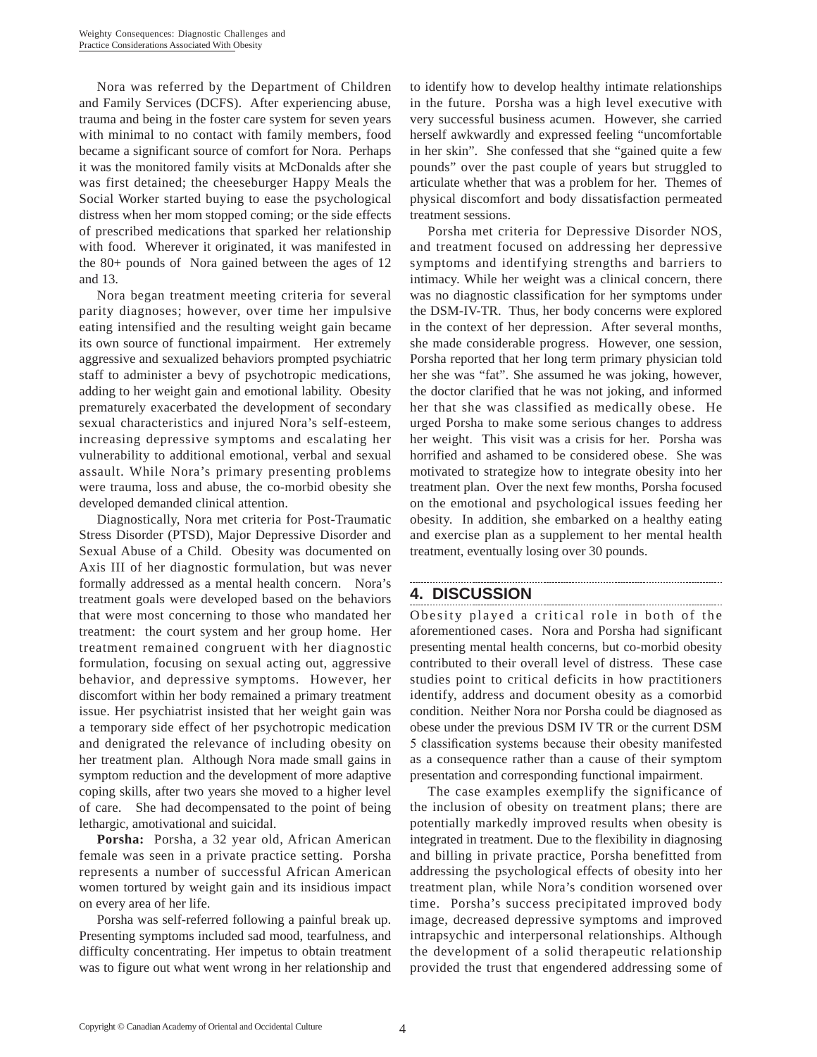Nora was referred by the Department of Children and Family Services (DCFS). After experiencing abuse, trauma and being in the foster care system for seven years with minimal to no contact with family members, food became a significant source of comfort for Nora. Perhaps it was the monitored family visits at McDonalds after she was first detained; the cheeseburger Happy Meals the Social Worker started buying to ease the psychological distress when her mom stopped coming; or the side effects of prescribed medications that sparked her relationship with food. Wherever it originated, it was manifested in the 80+ pounds of Nora gained between the ages of 12 and 13.

Nora began treatment meeting criteria for several parity diagnoses; however, over time her impulsive eating intensified and the resulting weight gain became its own source of functional impairment. Her extremely aggressive and sexualized behaviors prompted psychiatric staff to administer a bevy of psychotropic medications, adding to her weight gain and emotional lability. Obesity prematurely exacerbated the development of secondary sexual characteristics and injured Nora's self-esteem, increasing depressive symptoms and escalating her vulnerability to additional emotional, verbal and sexual assault. While Nora's primary presenting problems were trauma, loss and abuse, the co-morbid obesity she developed demanded clinical attention.

Diagnostically, Nora met criteria for Post-Traumatic Stress Disorder (PTSD), Major Depressive Disorder and Sexual Abuse of a Child. Obesity was documented on Axis III of her diagnostic formulation, but was never formally addressed as a mental health concern. Nora's treatment goals were developed based on the behaviors that were most concerning to those who mandated her treatment: the court system and her group home. Her treatment remained congruent with her diagnostic formulation, focusing on sexual acting out, aggressive behavior, and depressive symptoms. However, her discomfort within her body remained a primary treatment issue. Her psychiatrist insisted that her weight gain was a temporary side effect of her psychotropic medication and denigrated the relevance of including obesity on her treatment plan. Although Nora made small gains in symptom reduction and the development of more adaptive coping skills, after two years she moved to a higher level of care. She had decompensated to the point of being lethargic, amotivational and suicidal.

**Porsha:** Porsha, a 32 year old, African American female was seen in a private practice setting. Porsha represents a number of successful African American women tortured by weight gain and its insidious impact on every area of her life.

Porsha was self-referred following a painful break up. Presenting symptoms included sad mood, tearfulness, and difficulty concentrating. Her impetus to obtain treatment was to figure out what went wrong in her relationship and to identify how to develop healthy intimate relationships in the future. Porsha was a high level executive with very successful business acumen. However, she carried herself awkwardly and expressed feeling "uncomfortable in her skin". She confessed that she "gained quite a few pounds" over the past couple of years but struggled to articulate whether that was a problem for her. Themes of physical discomfort and body dissatisfaction permeated treatment sessions.

Porsha met criteria for Depressive Disorder NOS, and treatment focused on addressing her depressive symptoms and identifying strengths and barriers to intimacy. While her weight was a clinical concern, there was no diagnostic classification for her symptoms under the DSM-IV-TR. Thus, her body concerns were explored in the context of her depression. After several months, she made considerable progress. However, one session, Porsha reported that her long term primary physician told her she was "fat". She assumed he was joking, however, the doctor clarified that he was not joking, and informed her that she was classified as medically obese. He urged Porsha to make some serious changes to address her weight. This visit was a crisis for her. Porsha was horrified and ashamed to be considered obese. She was motivated to strategize how to integrate obesity into her treatment plan. Over the next few months, Porsha focused on the emotional and psychological issues feeding her obesity. In addition, she embarked on a healthy eating and exercise plan as a supplement to her mental health treatment, eventually losing over 30 pounds.

## 4. DISCUSSION

Obesity played a critical role in both of the aforementioned cases. Nora and Porsha had significant presenting mental health concerns, but co-morbid obesity contributed to their overall level of distress. These case studies point to critical deficits in how practitioners identify, address and document obesity as a comorbid condition. Neither Nora nor Porsha could be diagnosed as obese under the previous DSM IV TR or the current DSM 5 classification systems because their obesity manifested as a consequence rather than a cause of their symptom presentation and corresponding functional impairment.

The case examples exemplify the significance of the inclusion of obesity on treatment plans; there are potentially markedly improved results when obesity is integrated in treatment. Due to the flexibility in diagnosing and billing in private practice, Porsha benefitted from addressing the psychological effects of obesity into her treatment plan, while Nora's condition worsened over time. Porsha's success precipitated improved body image, decreased depressive symptoms and improved intrapsychic and interpersonal relationships. Although the development of a solid therapeutic relationship provided the trust that engendered addressing some of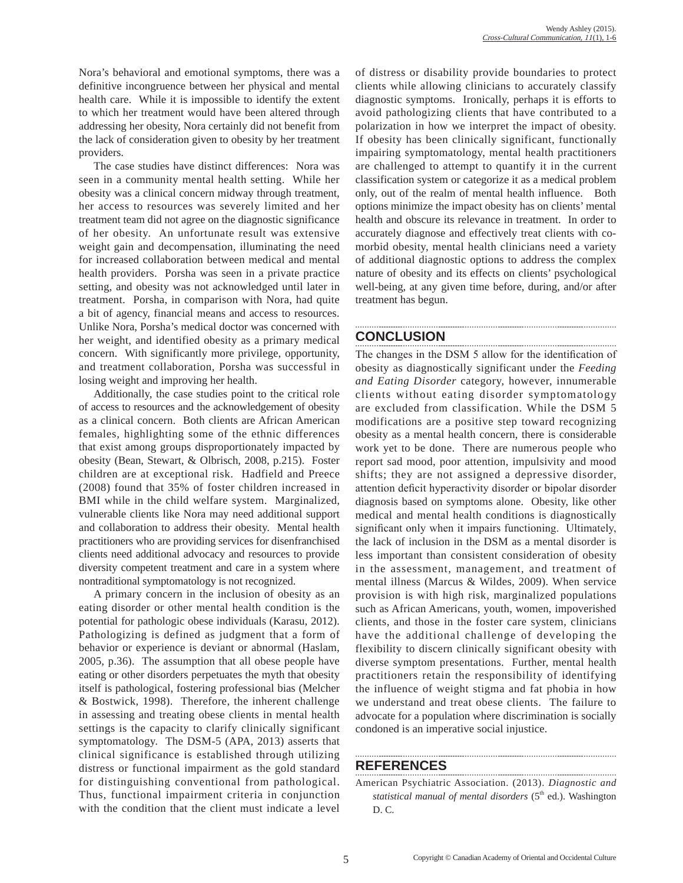Nora's behavioral and emotional symptoms, there was a definitive incongruence between her physical and mental health care. While it is impossible to identify the extent to which her treatment would have been altered through addressing her obesity, Nora certainly did not benefit from the lack of consideration given to obesity by her treatment providers.

The case studies have distinct differences: Nora was seen in a community mental health setting. While her obesity was a clinical concern midway through treatment, her access to resources was severely limited and her treatment team did not agree on the diagnostic significance of her obesity. An unfortunate result was extensive weight gain and decompensation, illuminating the need for increased collaboration between medical and mental health providers. Porsha was seen in a private practice setting, and obesity was not acknowledged until later in treatment. Porsha, in comparison with Nora, had quite a bit of agency, financial means and access to resources. Unlike Nora, Porsha's medical doctor was concerned with her weight, and identified obesity as a primary medical concern. With significantly more privilege, opportunity, and treatment collaboration, Porsha was successful in losing weight and improving her health.

Additionally, the case studies point to the critical role of access to resources and the acknowledgement of obesity as a clinical concern. Both clients are African American females, highlighting some of the ethnic differences that exist among groups disproportionately impacted by obesity (Bean, Stewart, & Olbrisch, 2008, p.215). Foster children are at exceptional risk. Hadfield and Preece (2008) found that 35% of foster children increased in BMI while in the child welfare system. Marginalized, vulnerable clients like Nora may need additional support and collaboration to address their obesity. Mental health practitioners who are providing services for disenfranchised clients need additional advocacy and resources to provide diversity competent treatment and care in a system where nontraditional symptomatology is not recognized.

A primary concern in the inclusion of obesity as an eating disorder or other mental health condition is the potential for pathologic obese individuals (Karasu, 2012). Pathologizing is defined as judgment that a form of behavior or experience is deviant or abnormal (Haslam, 2005, p.36). The assumption that all obese people have eating or other disorders perpetuates the myth that obesity itself is pathological, fostering professional bias (Melcher & Bostwick, 1998). Therefore, the inherent challenge in assessing and treating obese clients in mental health settings is the capacity to clarify clinically significant symptomatology. The DSM-5 (APA, 2013) asserts that clinical significance is established through utilizing distress or functional impairment as the gold standard for distinguishing conventional from pathological. Thus, functional impairment criteria in conjunction with the condition that the client must indicate a level of distress or disability provide boundaries to protect clients while allowing clinicians to accurately classify diagnostic symptoms. Ironically, perhaps it is efforts to avoid pathologizing clients that have contributed to a polarization in how we interpret the impact of obesity. If obesity has been clinically significant, functionally impairing symptomatology, mental health practitioners are challenged to attempt to quantify it in the current classification system or categorize it as a medical problem only, out of the realm of mental health influence. Both options minimize the impact obesity has on clients' mental health and obscure its relevance in treatment. In order to accurately diagnose and effectively treat clients with co-morbid obesity, mental health clinicians need a variety of additional diagnostic options to address the complex nature of obesity and its effects on clients' psychological well-being, at any given time before, during, and/or after treatment has begun.

## CONCLUSION

The changes in the DSM 5 allow for the identification of obesity as diagnostically significant under the *Feeding and Eating Disorder* category, however, innumerable clients without eating disorder symptomatology are excluded from classification. While the DSM 5 modifications are a positive step toward recognizing obesity as a mental health concern, there is considerable work yet to be done. There are numerous people who report sad mood, poor attention, impulsivity and mood shifts; they are not assigned a depressive disorder, attention deficit hyperactivity disorder or bipolar disorder diagnosis based on symptoms alone. Obesity, like other medical and mental health conditions is diagnostically significant only when it impairs functioning. Ultimately, the lack of inclusion in the DSM as a mental disorder is less important than consistent consideration of obesity in the assessment, management, and treatment of mental illness (Marcus & Wildes, 2009). When service provision is with high risk, marginalized populations such as African Americans, youth, women, impoverished clients, and those in the foster care system, clinicians have the additional challenge of developing the flexibility to discern clinically significant obesity with diverse symptom presentations. Further, mental health practitioners retain the responsibility of identifying the influence of weight stigma and fat phobia in how we understand and treat obese clients. The failure to advocate for a population where discrimination is socially condoned is an imperative social injustice.

## REFERENCES

American Psychiatric Association. (2013). *Diagnostic and statistical manual of mental disorders* (5th ed.). Washington D. C.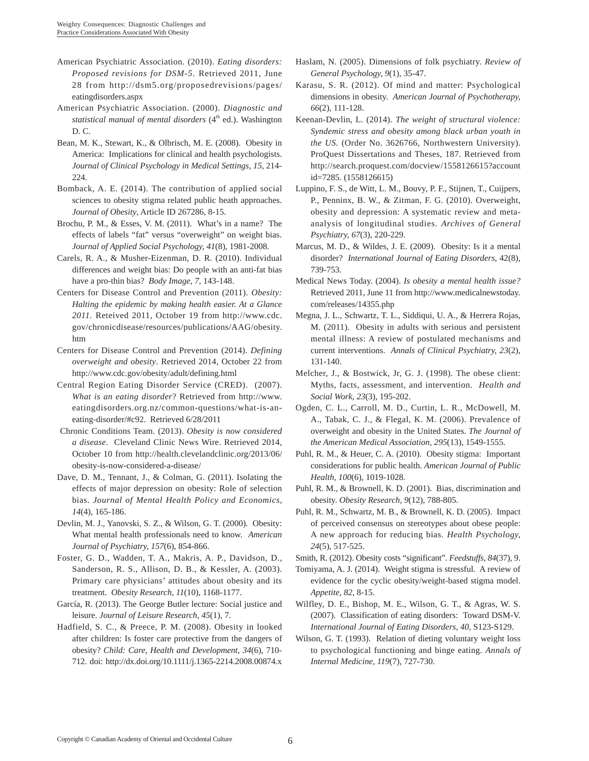American Psychiatric Association. (2010). *Eating disorders: Proposed revisions for DSM-5*. Retrieved 2011, June 28 from http://dsm5.org/proposedrevisions/pages/eatingdisorders.aspx

American Psychiatric Association. (2000). *Diagnostic and statistical manual of mental disorders* (4th ed.). Washington D. C.

Bean, M. K., Stewart, K., & Olbrisch, M. E. (2008). Obesity in America: Implications for clinical and health psychologists. *Journal of Clinical Psychology in Medical Settings, 15*, 214-224.

Bomback, A. E. (2014). The contribution of applied social sciences to obesity stigma related public heath approaches. *Journal of Obesity*, Article ID 267286, 8-15.

Brochu, P. M., & Esses, V. M. (2011). What's in a name? The effects of labels "fat" versus "overweight" on weight bias. *Journal of Applied Social Psychology, 41*(8), 1981-2008.

Carels, R. A., & Musher-Eizenman, D. R. (2010). Individual differences and weight bias: Do people with an anti-fat bias have a pro-thin bias? *Body Image, 7*, 143-148.

Centers for Disease Control and Prevention (2011). *Obesity: Halting the epidemic by making health easier. At a Glance 2011*. Reteived 2011, October 19 from http://www.cdc.gov/chronicdisease/resources/publications/AAG/obesity.htm

Centers for Disease Control and Prevention (2014). *Defining overweight and obesity*. Retrieved 2014, October 22 from http://www.cdc.gov/obesity/adult/defining.html

Central Region Eating Disorder Service (CRED). (2007). *What is an eating disorder*? Retrieved from http://www.eatingdisorders.org.nz/common-questions/what-is-an-eating-disorder/#c92. Retrieved 6/28/2011

Chronic Conditions Team. (2013). *Obesity is now considered a disease*. Cleveland Clinic News Wire. Retrieved 2014, October 10 from http://health.clevelandclinic.org/2013/06/obesity-is-now-considered-a-disease/

Dave, D. M., Tennant, J., & Colman, G. (2011). Isolating the effects of major depression on obesity: Role of selection bias. *Journal of Mental Health Policy and Economics, 14*(4), 165-186.

Devlin, M. J., Yanovski, S. Z., & Wilson, G. T. (2000). Obesity: What mental health professionals need to know. *American Journal of Psychiatry, 157*(6), 854-866.

Foster, G. D., Wadden, T. A., Makris, A. P., Davidson, D., Sanderson, R. S., Allison, D. B., & Kessler, A. (2003). Primary care physicians' attitudes about obesity and its treatment. *Obesity Research, 11*(10), 1168-1177.

García, R. (2013). The George Butler lecture: Social justice and leisure. *Journal of Leisure Research, 45*(1), 7.

Hadfield, S. C., & Preece, P. M. (2008). Obesity in looked after children: Is foster care protective from the dangers of obesity? *Child: Care, Health and Development, 34*(6), 710-712. doi: http://dx.doi.org/10.1111/j.1365-2214.2008.00874.x

Haslam, N. (2005). Dimensions of folk psychiatry. *Review of General Psychology, 9*(1), 35-47.

Karasu, S. R. (2012). Of mind and matter: Psychological dimensions in obesity. *American Journal of Psychotherapy, 66*(2), 111-128.

Keenan-Devlin, L. (2014). *The weight of structural violence: Syndemic stress and obesity among black urban youth in the US*. (Order No. 3626766, Northwestern University). ProQuest Dissertations and Theses, 187. Retrieved from http://search.proquest.com/docview/1558126615?accountid=7285. (1558126615)

Luppino, F. S., de Witt, L. M., Bouvy, P. F., Stijnen, T., Cuijpers, P., Penninx, B. W., & Zitman, F. G. (2010). Overweight, obesity and depression: A systematic review and meta-analysis of longitudinal studies. *Archives of General Psychiatry, 67*(3), 220-229.

Marcus, M. D., & Wildes, J. E. (2009). Obesity: Is it a mental disorder? *International Journal of Eating Disorders*, 42(8), 739-753.

Medical News Today. (2004). *Is obesity a mental health issue?* Retrieved 2011, June 11 from http://www.medicalnewstoday.com/releases/14355.php

Megna, J. L., Schwartz, T. L., Siddiqui, U. A., & Herrera Rojas, M. (2011). Obesity in adults with serious and persistent mental illness: A review of postulated mechanisms and current interventions. *Annals of Clinical Psychiatry, 23*(2), 131-140.

Melcher, J., & Bostwick, Jr, G. J. (1998). The obese client: Myths, facts, assessment, and intervention. *Health and Social Work, 23*(3), 195-202.

Ogden, C. L., Carroll, M. D., Curtin, L. R., McDowell, M. A., Tabak, C. J., & Flegal, K. M. (2006). Prevalence of overweight and obesity in the United States. *The Journal of the American Medical Association, 295*(13), 1549-1555.

Puhl, R. M., & Heuer, C. A. (2010). Obesity stigma: Important considerations for public health. *American Journal of Public Health, 100*(6), 1019-1028.

Puhl, R. M., & Brownell, K. D. (2001). Bias, discrimination and obesity. *Obesity Research, 9*(12), 788-805.

Puhl, R. M., Schwartz, M. B., & Brownell, K. D. (2005). Impact of perceived consensus on stereotypes about obese people: A new approach for reducing bias. *Health Psychology, 24*(5), 517-525.

Smith, R. (2012). Obesity costs "significant". *Feedstuffs, 84*(37), 9.

Tomiyama, A. J. (2014). Weight stigma is stressful. A review of evidence for the cyclic obesity/weight-based stigma model. *Appetite, 82*, 8-15.

Wilfley, D. E., Bishop, M. E., Wilson, G. T., & Agras, W. S. (2007). Classification of eating disorders: Toward DSM-V. *International Journal of Eating Disorders, 40*, S123-S129.

Wilson, G. T. (1993). Relation of dieting voluntary weight loss to psychological functioning and binge eating. *Annals of Internal Medicine, 119*(7), 727-730.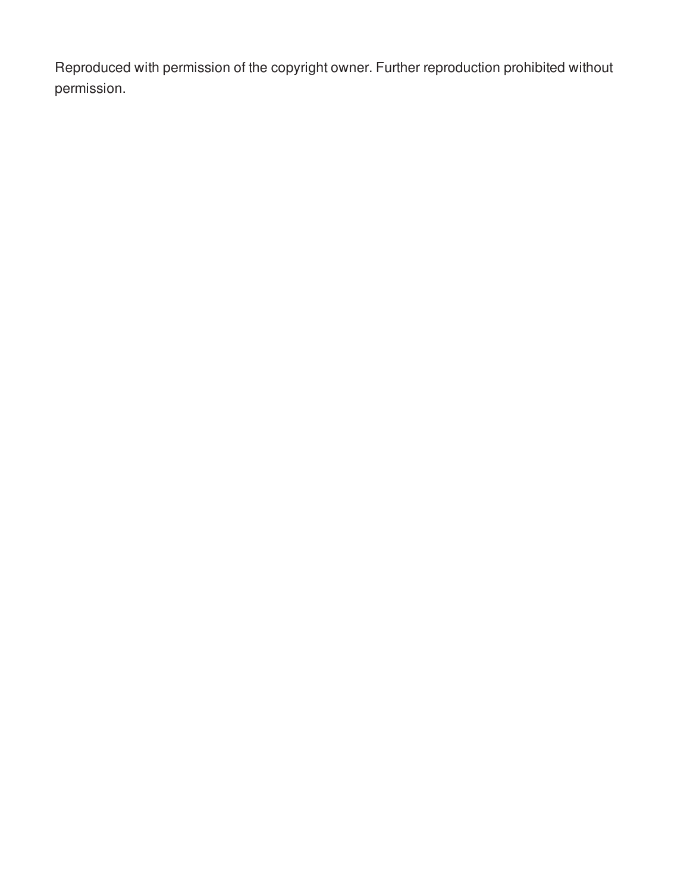Reproduced with permission of the copyright owner. Further reproduction prohibited without permission.